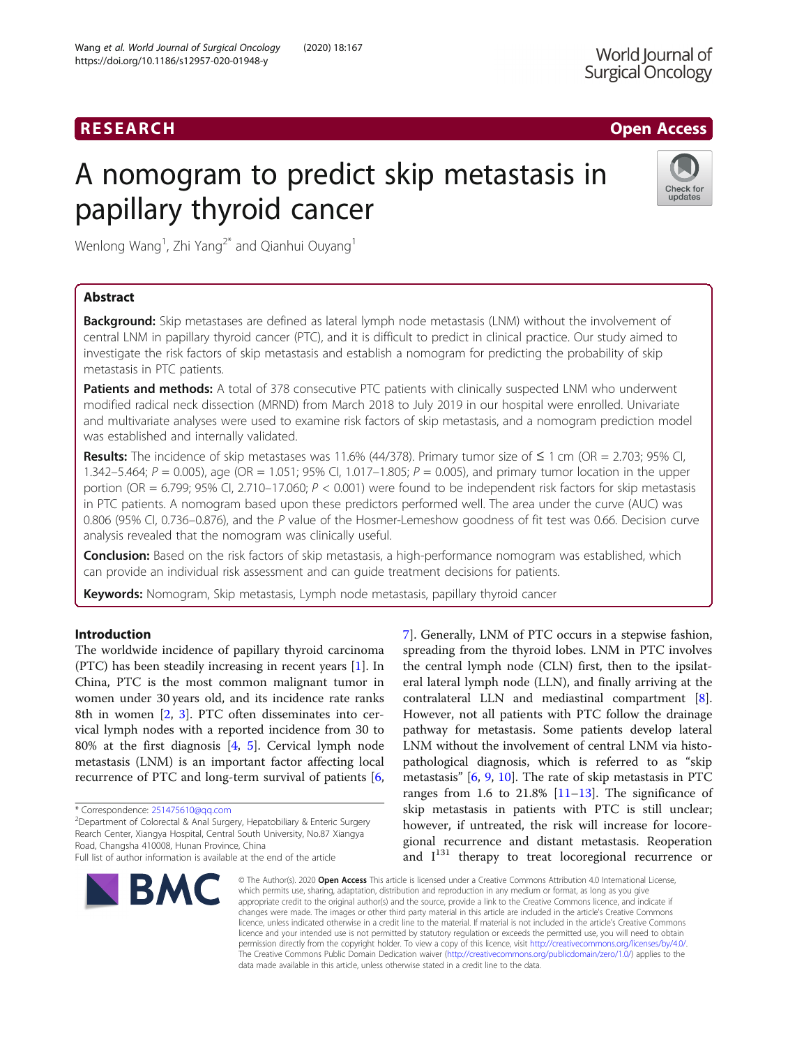RESEARCH

Open Access

# A nomogram to predict skip metastasis in papillary thyroid cancer

Wenlong Wang[1], Zhi Yang[2*] and Qianhui Ouyang[1]

## Abstract

**Background:** Skip metastases are defined as lateral lymph node metastasis (LNM) without the involvement of central LNM in papillary thyroid cancer (PTC), and it is difficult to predict in clinical practice. Our study aimed to investigate the risk factors of skip metastasis and establish a nomogram for predicting the probability of skip metastasis in PTC patients.

**Patients and methods:** A total of 378 consecutive PTC patients with clinically suspected LNM who underwent modified radical neck dissection (MRND) from March 2018 to July 2019 in our hospital were enrolled. Univariate and multivariate analyses were used to examine risk factors of skip metastasis, and a nomogram prediction model was established and internally validated.

**Results:** The incidence of skip metastases was 11.6% (44/378). Primary tumor size of ≤ 1 cm (OR = 2.703; 95% CI, 1.342–5.464; $P = 0.005$), age (OR = 1.051; 95% CI, 1.017–1.805; $P = 0.005$), and primary tumor location in the upper portion (OR = 6.799; 95% CI, 2.710–17.060; $P < 0.001$) were found to be independent risk factors for skip metastasis in PTC patients. A nomogram based upon these predictors performed well. The area under the curve (AUC) was 0.806 (95% CI, 0.736–0.876), and the $P$ value of the Hosmer-Lemeshow goodness of fit test was 0.66. Decision curve analysis revealed that the nomogram was clinically useful.

**Conclusion:** Based on the risk factors of skip metastasis, a high-performance nomogram was established, which can provide an individual risk assessment and can guide treatment decisions for patients.

**Keywords:** Nomogram, Skip metastasis, Lymph node metastasis, papillary thyroid cancer

## Introduction

The worldwide incidence of papillary thyroid carcinoma (PTC) has been steadily increasing in recent years [1]. In China, PTC is the most common malignant tumor in women under 30 years old, and its incidence rate ranks 8th in women [2, 3]. PTC often disseminates into cervical lymph nodes with a reported incidence from 30 to 80% at the first diagnosis [4, 5]. Cervical lymph node metastasis (LNM) is an important factor affecting local recurrence of PTC and long-term survival of patients [6, 7]. Generally, LNM of PTC occurs in a stepwise fashion, spreading from the thyroid lobes. LNM in PTC involves the central lymph node (CLN) first, then to the ipsilateral lateral lymph node (LLN), and finally arriving at the contralateral LLN and mediastinal compartment [8]. However, not all patients with PTC follow the drainage pathway for metastasis. Some patients develop lateral LNM without the involvement of central LNM via histopathological diagnosis, which is referred to as "skip metastasis" [6, 9, 10]. The rate of skip metastasis in PTC ranges from 1.6 to 21.8% [11–13]. The significance of skip metastasis in patients with PTC is still unclear; however, if untreated, the risk will increase for locoregional recurrence and distant metastasis. Reoperation and $I^{131}$ therapy to treat locoregional recurrence or

* Correspondence: 251475610@qq.com
[2]Department of Colorectal & Anal Surgery, Hepatobiliary & Enteric Surgery Rearch Center, Xiangya Hospital, Central South University, No.87 Xiangya Road, Changsha 410008, Hunan Province, China
Full list of author information is available at the end of the article

© The Author(s). 2020 **Open Access** This article is licensed under a Creative Commons Attribution 4.0 International License, which permits use, sharing, adaptation, distribution and reproduction in any medium or format, as long as you give appropriate credit to the original author(s) and the source, provide a link to the Creative Commons licence, and indicate if changes were made. The images or other third party material in this article are included in the article's Creative Commons licence, unless indicated otherwise in a credit line to the material. If material is not included in the article's Creative Commons licence and your intended use is not permitted by statutory regulation or exceeds the permitted use, you will need to obtain permission directly from the copyright holder. To view a copy of this licence, visit http://creativecommons.org/licenses/by/4.0/. The Creative Commons Public Domain Dedication waiver (http://creativecommons.org/publicdomain/zero/1.0/) applies to the data made available in this article, unless otherwise stated in a credit line to the data.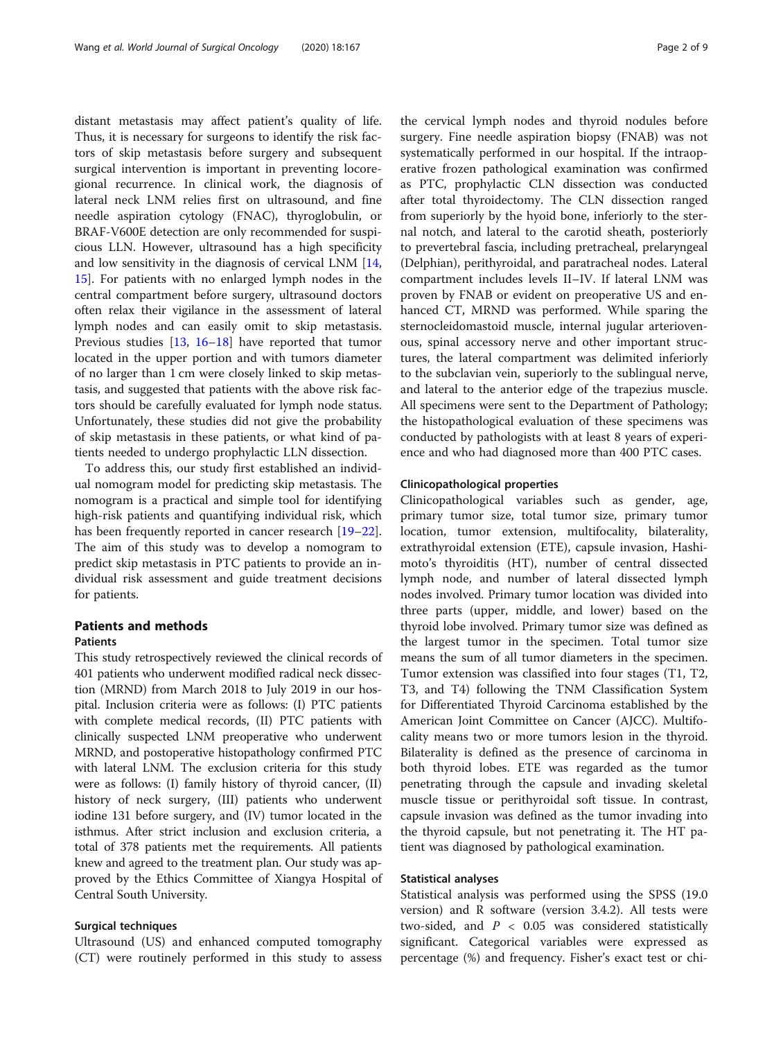distant metastasis may affect patient's quality of life. Thus, it is necessary for surgeons to identify the risk factors of skip metastasis before surgery and subsequent surgical intervention is important in preventing locoregional recurrence. In clinical work, the diagnosis of lateral neck LNM relies first on ultrasound, and fine needle aspiration cytology (FNAC), thyroglobulin, or BRAF-V600E detection are only recommended for suspicious LLN. However, ultrasound has a high specificity and low sensitivity in the diagnosis of cervical LNM [14, 15]. For patients with no enlarged lymph nodes in the central compartment before surgery, ultrasound doctors often relax their vigilance in the assessment of lateral lymph nodes and can easily omit to skip metastasis. Previous studies [13, 16–18] have reported that tumor located in the upper portion and with tumors diameter of no larger than 1 cm were closely linked to skip metastasis, and suggested that patients with the above risk factors should be carefully evaluated for lymph node status. Unfortunately, these studies did not give the probability of skip metastasis in these patients, or what kind of patients needed to undergo prophylactic LLN dissection.

To address this, our study first established an individual nomogram model for predicting skip metastasis. The nomogram is a practical and simple tool for identifying high-risk patients and quantifying individual risk, which has been frequently reported in cancer research [19–22]. The aim of this study was to develop a nomogram to predict skip metastasis in PTC patients to provide an individual risk assessment and guide treatment decisions for patients.

## Patients and methods

### Patients

This study retrospectively reviewed the clinical records of 401 patients who underwent modified radical neck dissection (MRND) from March 2018 to July 2019 in our hospital. Inclusion criteria were as follows: (I) PTC patients with complete medical records, (II) PTC patients with clinically suspected LNM preoperative who underwent MRND, and postoperative histopathology confirmed PTC with lateral LNM. The exclusion criteria for this study were as follows: (I) family history of thyroid cancer, (II) history of neck surgery, (III) patients who underwent iodine 131 before surgery, and (IV) tumor located in the isthmus. After strict inclusion and exclusion criteria, a total of 378 patients met the requirements. All patients knew and agreed to the treatment plan. Our study was approved by the Ethics Committee of Xiangya Hospital of Central South University.

### Surgical techniques

Ultrasound (US) and enhanced computed tomography (CT) were routinely performed in this study to assess the cervical lymph nodes and thyroid nodules before surgery. Fine needle aspiration biopsy (FNAB) was not systematically performed in our hospital. If the intraoperative frozen pathological examination was confirmed as PTC, prophylactic CLN dissection was conducted after total thyroidectomy. The CLN dissection ranged from superiorly by the hyoid bone, inferiorly to the sternal notch, and lateral to the carotid sheath, posteriorly to prevertebral fascia, including pretracheal, prelaryngeal (Delphian), perithyroidal, and paratracheal nodes. Lateral compartment includes levels II–IV. If lateral LNM was proven by FNAB or evident on preoperative US and enhanced CT, MRND was performed. While sparing the sternocleidomastoid muscle, internal jugular arteriovenous, spinal accessory nerve and other important structures, the lateral compartment was delimited inferiorly to the subclavian vein, superiorly to the sublingual nerve, and lateral to the anterior edge of the trapezius muscle. All specimens were sent to the Department of Pathology; the histopathological evaluation of these specimens was conducted by pathologists with at least 8 years of experience and who had diagnosed more than 400 PTC cases.

### Clinicopathological properties

Clinicopathological variables such as gender, age, primary tumor size, total tumor size, primary tumor location, tumor extension, multifocality, bilaterality, extrathyroidal extension (ETE), capsule invasion, Hashimoto's thyroiditis (HT), number of central dissected lymph node, and number of lateral dissected lymph nodes involved. Primary tumor location was divided into three parts (upper, middle, and lower) based on the thyroid lobe involved. Primary tumor size was defined as the largest tumor in the specimen. Total tumor size means the sum of all tumor diameters in the specimen. Tumor extension was classified into four stages (T1, T2, T3, and T4) following the TNM Classification System for Differentiated Thyroid Carcinoma established by the American Joint Committee on Cancer (AJCC). Multifocality means two or more tumors lesion in the thyroid. Bilaterality is defined as the presence of carcinoma in both thyroid lobes. ETE was regarded as the tumor penetrating through the capsule and invading skeletal muscle tissue or perithyroidal soft tissue. In contrast, capsule invasion was defined as the tumor invading into the thyroid capsule, but not penetrating it. The HT patient was diagnosed by pathological examination.

### Statistical analyses

Statistical analysis was performed using the SPSS (19.0 version) and R software (version 3.4.2). All tests were two-sided, and $P < 0.05$ was considered statistically significant. Categorical variables were expressed as percentage (%) and frequency. Fisher's exact test or chi-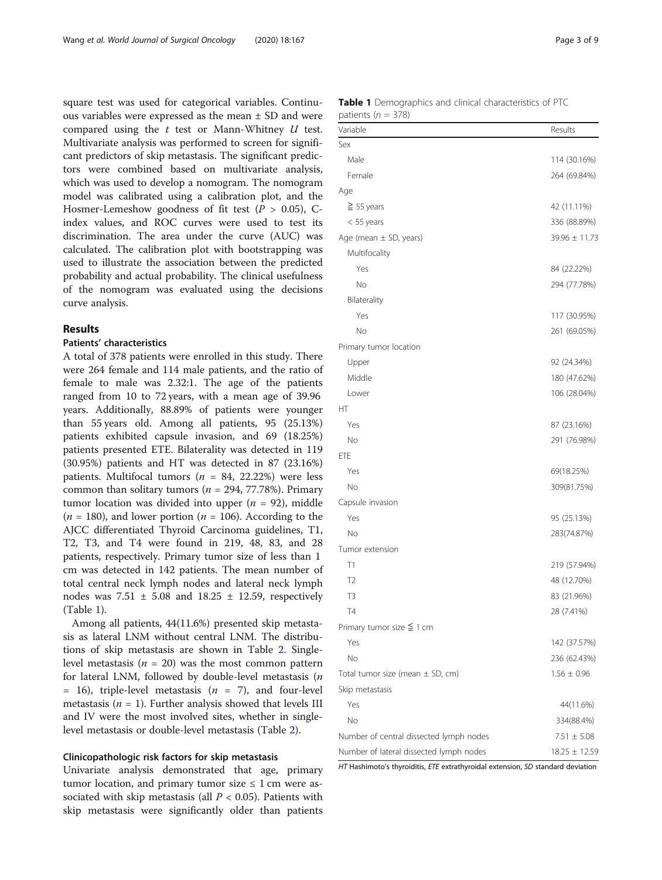square test was used for categorical variables. Continuous variables were expressed as the mean ± SD and were compared using the $t$ test or Mann-Whitney $U$ test. Multivariate analysis was performed to screen for significant predictors of skip metastasis. The significant predictors were combined based on multivariate analysis, which was used to develop a nomogram. The nomogram model was calibrated using a calibration plot, and the Hosmer-Lemeshow goodness of fit test ($P$ > 0.05), C-index values, and ROC curves were used to test its discrimination. The area under the curve (AUC) was calculated. The calibration plot with bootstrapping was used to illustrate the association between the predicted probability and actual probability. The clinical usefulness of the nomogram was evaluated using the decisions curve analysis.

## Results

### Patients' characteristics

A total of 378 patients were enrolled in this study. There were 264 female and 114 male patients, and the ratio of female to male was 2.32:1. The age of the patients ranged from 10 to 72 years, with a mean age of 39.96 years. Additionally, 88.89% of patients were younger than 55 years old. Among all patients, 95 (25.13%) patients exhibited capsule invasion, and 69 (18.25%) patients presented ETE. Bilaterality was detected in 119 (30.95%) patients and HT was detected in 87 (23.16%) patients. Multifocal tumors ($n$ = 84, 22.22%) were less common than solitary tumors ($n$ = 294, 77.78%). Primary tumor location was divided into upper ($n$ = 92), middle ($n$ = 180), and lower portion ($n$ = 106). According to the AJCC differentiated Thyroid Carcinoma guidelines, T1, T2, T3, and T4 were found in 219, 48, 83, and 28 patients, respectively. Primary tumor size of less than 1 cm was detected in 142 patients. The mean number of total central neck lymph nodes and lateral neck lymph nodes was 7.51 ± 5.08 and 18.25 ± 12.59, respectively (Table 1).

Among all patients, 44(11.6%) presented skip metastasis as lateral LNM without central LNM. The distributions of skip metastasis are shown in Table 2. Single-level metastasis ($n$ = 20) was the most common pattern for lateral LNM, followed by double-level metastasis ($n$ = 16), triple-level metastasis ($n$ = 7), and four-level metastasis ($n$ = 1). Further analysis showed that levels III and IV were the most involved sites, whether in single-level metastasis or double-level metastasis (Table 2).

### Clinicopathologic risk factors for skip metastasis

Univariate analysis demonstrated that age, primary tumor location, and primary tumor size ≤ 1 cm were associated with skip metastasis (all $P$ < 0.05). Patients with skip metastasis were significantly older than patients

**Table 1** Demographics and clinical characteristics of PTC patients ($n$ = 378)

| Variable | Results |
|---|---|
| Sex | |
| Male | 114 (30.16%) |
| Female | 264 (69.84%) |
| Age | |
| ≧ 55 years | 42 (11.11%) |
| < 55 years | 336 (88.89%) |
| Age (mean ± SD, years) | 39.96 ± 11.73 |
| Multifocality | |
| Yes | 84 (22.22%) |
| No | 294 (77.78%) |
| Bilaterality | |
| Yes | 117 (30.95%) |
| No | 261 (69.05%) |
| Primary tumor location | |
| Upper | 92 (24.34%) |
| Middle | 180 (47.62%) |
| Lower | 106 (28.04%) |
| HT | |
| Yes | 87 (23.16%) |
| No | 291 (76.98%) |
| ETE | |
| Yes | 69(18.25%) |
| No | 309(81.75%) |
| Capsule invasion | |
| Yes | 95 (25.13%) |
| No | 283(74.87%) |
| Tumor extension | |
| T1 | 219 (57.94%) |
| T2 | 48 (12.70%) |
| T3 | 83 (21.96%) |
| T4 | 28 (7.41%) |
| Primary tumor size ≦ 1 cm | |
| Yes | 142 (37.57%) |
| No | 236 (62.43%) |
| Total tumor size (mean ± SD, cm) | 1.56 ± 0.96 |
| Skip metastasis | |
| Yes | 44(11.6%) |
| No | 334(88.4%) |
| Number of central dissected lymph nodes | 7.51 ± 5.08 |
| Number of lateral dissected lymph nodes | 18.25 ± 12.59 |

*HT* Hashimoto's thyroiditis, *ETE* extrathyroidal extension, *SD* standard deviation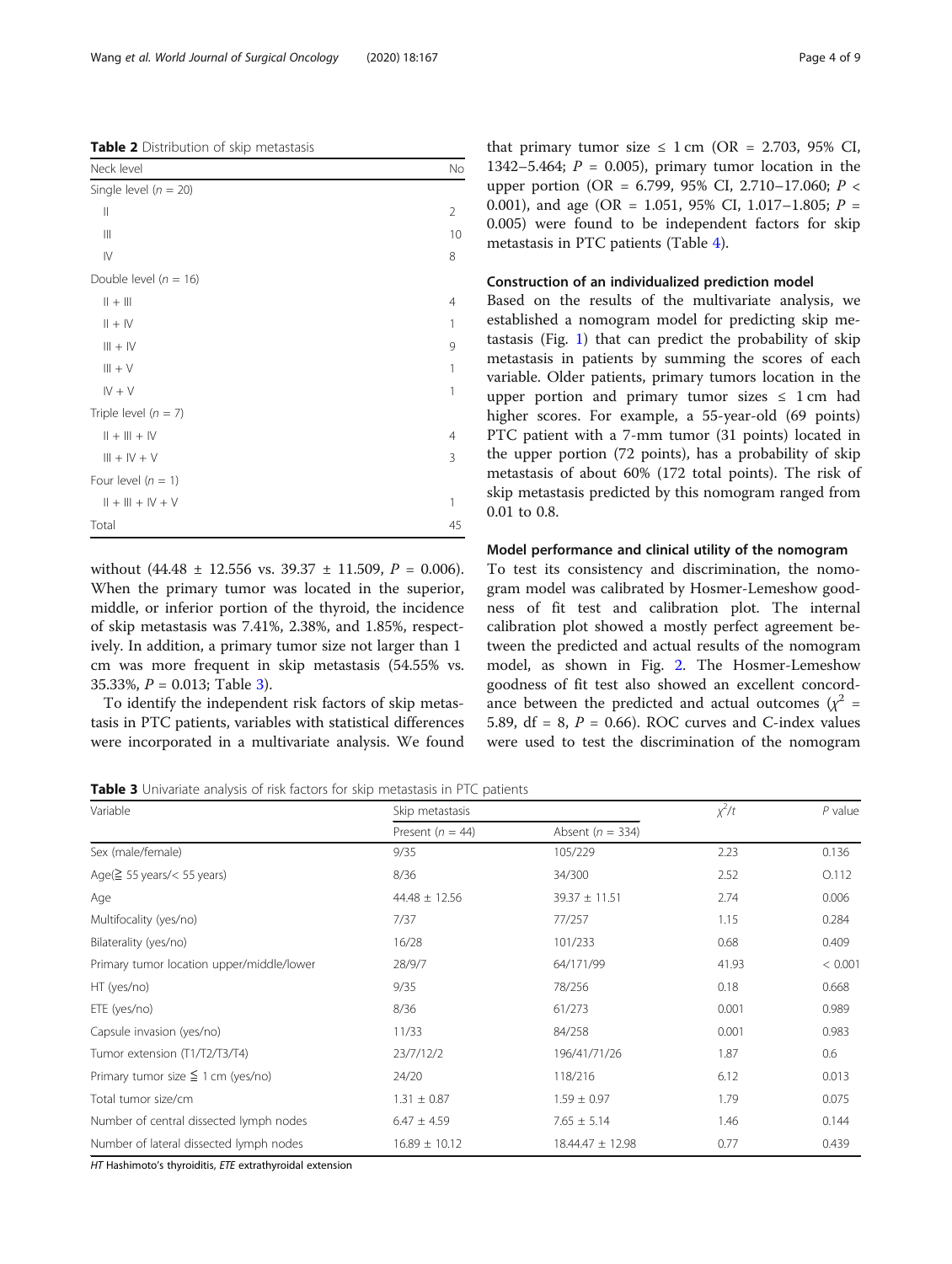**Table 2** Distribution of skip metastasis

| Neck level | No |
|---|---|
| Single level (n = 20) | |
| II | 2 |
| III | 10 |
| IV | 8 |
| Double level (n = 16) | |
| II + III | 4 |
| II + IV | 1 |
| III + IV | 9 |
| III + V | 1 |
| IV + V | 1 |
| Triple level (n = 7) | |
| II + III + IV | 4 |
| III + IV + V | 3 |
| Four level (n = 1) | |
| II + III + IV + V | 1 |
| Total | 45 |

without (44.48 ± 12.556 vs. 39.37 ± 11.509, $P$ = 0.006). When the primary tumor was located in the superior, middle, or inferior portion of the thyroid, the incidence of skip metastasis was 7.41%, 2.38%, and 1.85%, respectively. In addition, a primary tumor size not larger than 1 cm was more frequent in skip metastasis (54.55% vs. 35.33%, $P$ = 0.013; Table 3).

To identify the independent risk factors of skip metastasis in PTC patients, variables with statistical differences were incorporated in a multivariate analysis. We found that primary tumor size ≤ 1 cm (OR = 2.703, 95% CI, 1342–5.464; $P$ = 0.005), primary tumor location in the upper portion (OR = 6.799, 95% CI, 2.710–17.060; $P$ < 0.001), and age (OR = 1.051, 95% CI, 1.017–1.805; $P$ = 0.005) were found to be independent factors for skip metastasis in PTC patients (Table 4).

### Construction of an individualized prediction model

Based on the results of the multivariate analysis, we established a nomogram model for predicting skip metastasis (Fig. 1) that can predict the probability of skip metastasis in patients by summing the scores of each variable. Older patients, primary tumors location in the upper portion and primary tumor sizes ≤ 1 cm had higher scores. For example, a 55-year-old (69 points) PTC patient with a 7-mm tumor (31 points) located in the upper portion (72 points), has a probability of skip metastasis of about 60% (172 total points). The risk of skip metastasis predicted by this nomogram ranged from 0.01 to 0.8.

### Model performance and clinical utility of the nomogram

To test its consistency and discrimination, the nomogram model was calibrated by Hosmer-Lemeshow goodness of fit test and calibration plot. The internal calibration plot showed a mostly perfect agreement between the predicted and actual results of the nomogram model, as shown in Fig. 2. The Hosmer-Lemeshow goodness of fit test also showed an excellent concordance between the predicted and actual outcomes ($\chi^2$ = 5.89, df = 8, $P$ = 0.66). ROC curves and C-index values were used to test the discrimination of the nomogram

**Table 3** Univariate analysis of risk factors for skip metastasis in PTC patients

| Variable | Skip metastasis | | $\chi^2/t$ | $P$ value |
|---|---|---|---|---|
| | Present (n = 44) | Absent (n = 334) | | |
| Sex (male/female) | 9/35 | 105/229 | 2.23 | 0.136 |
| Age(≧ 55 years/< 55 years) | 8/36 | 34/300 | 2.52 | O.112 |
| Age | 44.48 ± 12.56 | 39.37 ± 11.51 | 2.74 | 0.006 |
| Multifocality (yes/no) | 7/37 | 77/257 | 1.15 | 0.284 |
| Bilaterality (yes/no) | 16/28 | 101/233 | 0.68 | 0.409 |
| Primary tumor location upper/middle/lower | 28/9/7 | 64/171/99 | 41.93 | < 0.001 |
| HT (yes/no) | 9/35 | 78/256 | 0.18 | 0.668 |
| ETE (yes/no) | 8/36 | 61/273 | 0.001 | 0.989 |
| Capsule invasion (yes/no) | 11/33 | 84/258 | 0.001 | 0.983 |
| Tumor extension (T1/T2/T3/T4) | 23/7/12/2 | 196/41/71/26 | 1.87 | 0.6 |
| Primary tumor size ≦ 1 cm (yes/no) | 24/20 | 118/216 | 6.12 | 0.013 |
| Total tumor size/cm | 1.31 ± 0.87 | 1.59 ± 0.97 | 1.79 | 0.075 |
| Number of central dissected lymph nodes | 6.47 ± 4.59 | 7.65 ± 5.14 | 1.46 | 0.144 |
| Number of lateral dissected lymph nodes | 16.89 ± 10.12 | 18.44.47 ± 12.98 | 0.77 | 0.439 |

*HT* Hashimoto's thyroiditis, *ETE* extrathyroidal extension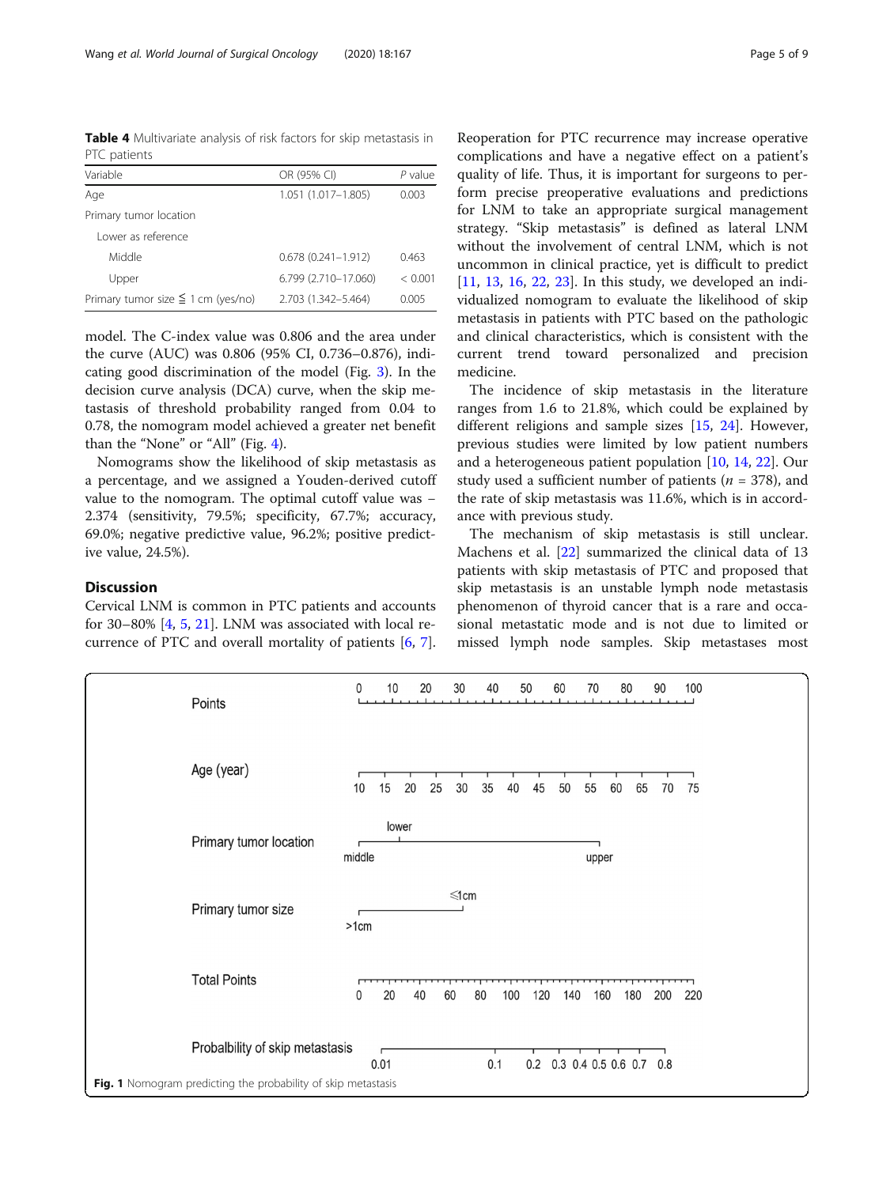**Table 4** Multivariate analysis of risk factors for skip metastasis in PTC patients

| Variable | OR (95% CI) | P value |
|---|---|---|
| Age | 1.051 (1.017–1.805) | 0.003 |
| Primary tumor location | | |
| Lower as reference | | |
| Middle | 0.678 (0.241–1.912) | 0.463 |
| Upper | 6.799 (2.710–17.060) | < 0.001 |
| Primary tumor size ≦ 1 cm (yes/no) | 2.703 (1.342–5.464) | 0.005 |

model. The C-index value was 0.806 and the area under the curve (AUC) was 0.806 (95% CI, 0.736–0.876), indicating good discrimination of the model (Fig. 3). In the decision curve analysis (DCA) curve, when the skip metastasis of threshold probability ranged from 0.04 to 0.78, the nomogram model achieved a greater net benefit than the "None" or "All" (Fig. 4).

Nomograms show the likelihood of skip metastasis as a percentage, and we assigned a Youden-derived cutoff value to the nomogram. The optimal cutoff value was − 2.374 (sensitivity, 79.5%; specificity, 67.7%; accuracy, 69.0%; negative predictive value, 96.2%; positive predictive value, 24.5%).

## Discussion

Cervical LNM is common in PTC patients and accounts for 30–80% [4, 5, 21]. LNM was associated with local recurrence of PTC and overall mortality of patients [6, 7]. Reoperation for PTC recurrence may increase operative complications and have a negative effect on a patient's quality of life. Thus, it is important for surgeons to perform precise preoperative evaluations and predictions for LNM to take an appropriate surgical management strategy. "Skip metastasis" is defined as lateral LNM without the involvement of central LNM, which is not uncommon in clinical practice, yet is difficult to predict [11, 13, 16, 22, 23]. In this study, we developed an individualized nomogram to evaluate the likelihood of skip metastasis in patients with PTC based on the pathologic and clinical characteristics, which is consistent with the current trend toward personalized and precision medicine.

The incidence of skip metastasis in the literature ranges from 1.6 to 21.8%, which could be explained by different religions and sample sizes [15, 24]. However, previous studies were limited by low patient numbers and a heterogeneous patient population [10, 14, 22]. Our study used a sufficient number of patients ($n$ = 378), and the rate of skip metastasis was 11.6%, which is in accordance with previous study.

The mechanism of skip metastasis is still unclear. Machens et al. [22] summarized the clinical data of 13 patients with skip metastasis of PTC and proposed that skip metastasis is an unstable lymph node metastasis phenomenon of thyroid cancer that is a rare and occasional metastatic mode and is not due to limited or missed lymph node samples. Skip metastases most

**Fig. 1** Nomogram predicting the probability of skip metastasis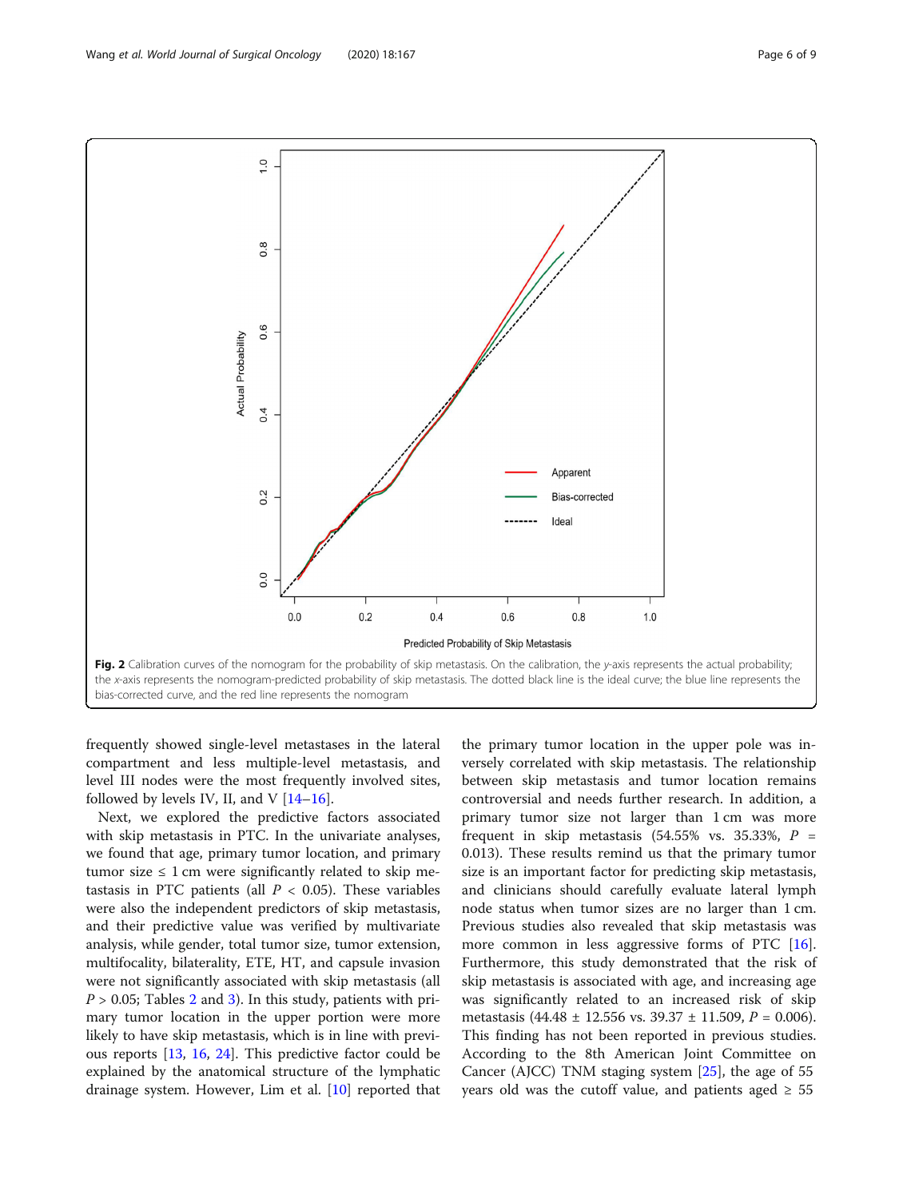**Fig. 2** Calibration curves of the nomogram for the probability of skip metastasis. On the calibration, the *y*-axis represents the actual probability; the *x*-axis represents the nomogram-predicted probability of skip metastasis. The dotted black line is the ideal curve; the blue line represents the bias-corrected curve, and the red line represents the nomogram

frequently showed single-level metastases in the lateral compartment and less multiple-level metastasis, and level III nodes were the most frequently involved sites, followed by levels IV, II, and V [14–16].

Next, we explored the predictive factors associated with skip metastasis in PTC. In the univariate analyses, we found that age, primary tumor location, and primary tumor size ≤ 1 cm were significantly related to skip metastasis in PTC patients (all $P < 0.05$). These variables were also the independent predictors of skip metastasis, and their predictive value was verified by multivariate analysis, while gender, total tumor size, tumor extension, multifocality, bilaterality, ETE, HT, and capsule invasion were not significantly associated with skip metastasis (all $P > 0.05$; Tables 2 and 3). In this study, patients with primary tumor location in the upper portion were more likely to have skip metastasis, which is in line with previous reports [13, 16, 24]. This predictive factor could be explained by the anatomical structure of the lymphatic drainage system. However, Lim et al. [10] reported that the primary tumor location in the upper pole was inversely correlated with skip metastasis. The relationship between skip metastasis and tumor location remains controversial and needs further research. In addition, a primary tumor size not larger than 1 cm was more frequent in skip metastasis (54.55% vs. 35.33%, $P = 0.013$). These results remind us that the primary tumor size is an important factor for predicting skip metastasis, and clinicians should carefully evaluate lateral lymph node status when tumor sizes are no larger than 1 cm. Previous studies also revealed that skip metastasis was more common in less aggressive forms of PTC [16]. Furthermore, this study demonstrated that the risk of skip metastasis is associated with age, and increasing age was significantly related to an increased risk of skip metastasis (44.48 ± 12.556 vs. 39.37 ± 11.509, $P = 0.006$). This finding has not been reported in previous studies. According to the 8th American Joint Committee on Cancer (AJCC) TNM staging system [25], the age of 55 years old was the cutoff value, and patients aged ≥ 55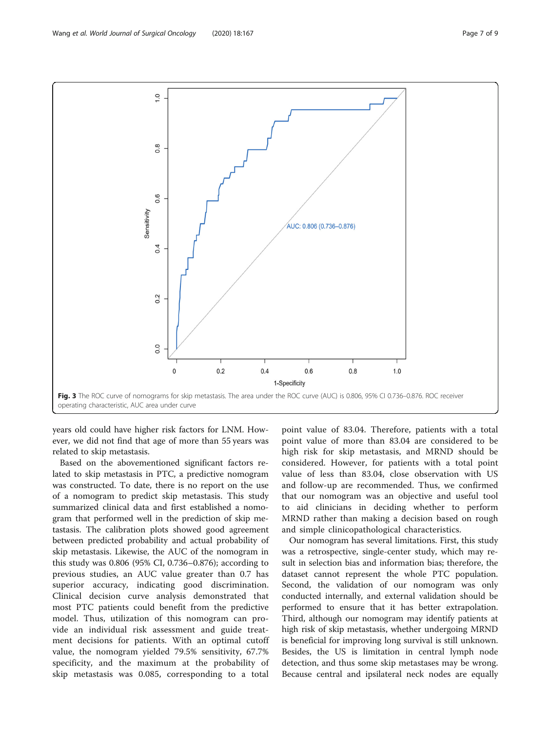Fig. 3 The ROC curve of nomograms for skip metastasis. The area under the ROC curve (AUC) is 0.806, 95% CI 0.736–0.876. ROC receiver operating characteristic, AUC area under curve

years old could have higher risk factors for LNM. However, we did not find that age of more than 55 years was related to skip metastasis.

Based on the abovementioned significant factors related to skip metastasis in PTC, a predictive nomogram was constructed. To date, there is no report on the use of a nomogram to predict skip metastasis. This study summarized clinical data and first established a nomogram that performed well in the prediction of skip metastasis. The calibration plots showed good agreement between predicted probability and actual probability of skip metastasis. Likewise, the AUC of the nomogram in this study was 0.806 (95% CI, 0.736–0.876); according to previous studies, an AUC value greater than 0.7 has superior accuracy, indicating good discrimination. Clinical decision curve analysis demonstrated that most PTC patients could benefit from the predictive model. Thus, utilization of this nomogram can provide an individual risk assessment and guide treatment decisions for patients. With an optimal cutoff value, the nomogram yielded 79.5% sensitivity, 67.7% specificity, and the maximum at the probability of skip metastasis was 0.085, corresponding to a total point value of 83.04. Therefore, patients with a total point value of more than 83.04 are considered to be high risk for skip metastasis, and MRND should be considered. However, for patients with a total point value of less than 83.04, close observation with US and follow-up are recommended. Thus, we confirmed that our nomogram was an objective and useful tool to aid clinicians in deciding whether to perform MRND rather than making a decision based on rough and simple clinicopathological characteristics.

Our nomogram has several limitations. First, this study was a retrospective, single-center study, which may result in selection bias and information bias; therefore, the dataset cannot represent the whole PTC population. Second, the validation of our nomogram was only conducted internally, and external validation should be performed to ensure that it has better extrapolation. Third, although our nomogram may identify patients at high risk of skip metastasis, whether undergoing MRND is beneficial for improving long survival is still unknown. Besides, the US is limitation in central lymph node detection, and thus some skip metastases may be wrong. Because central and ipsilateral neck nodes are equally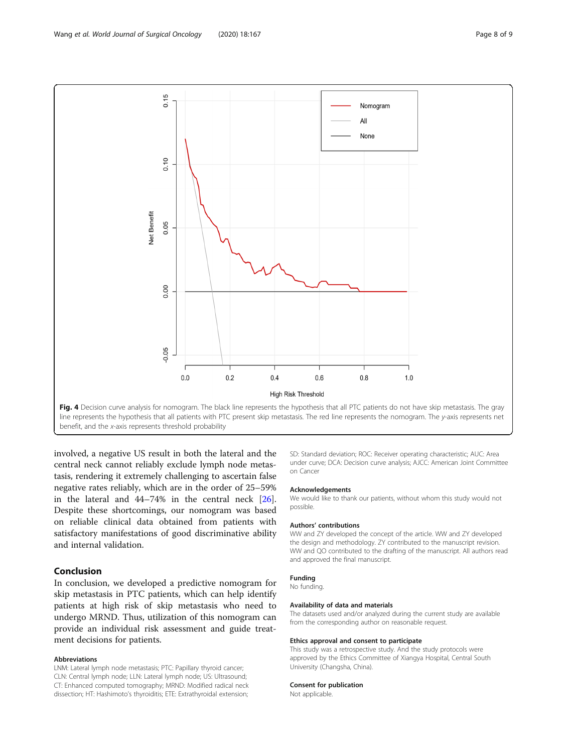Fig. 4 Decision curve analysis for nomogram. The black line represents the hypothesis that all PTC patients do not have skip metastasis. The gray line represents the hypothesis that all patients with PTC present skip metastasis. The red line represents the nomogram. The *y*-axis represents net benefit, and the *x*-axis represents threshold probability

involved, a negative US result in both the lateral and the central neck cannot reliably exclude lymph node metastasis, rendering it extremely challenging to ascertain false negative rates reliably, which are in the order of 25–59% in the lateral and 44–74% in the central neck [26]. Despite these shortcomings, our nomogram was based on reliable clinical data obtained from patients with satisfactory manifestations of good discriminative ability and internal validation.

## Conclusion

In conclusion, we developed a predictive nomogram for skip metastasis in PTC patients, which can help identify patients at high risk of skip metastasis who need to undergo MRND. Thus, utilization of this nomogram can provide an individual risk assessment and guide treatment decisions for patients.

### Abbreviations

LNM: Lateral lymph node metastasis; PTC: Papillary thyroid cancer; CLN: Central lymph node; LLN: Lateral lymph node; US: Ultrasound; CT: Enhanced computed tomography; MRND: Modified radical neck dissection; HT: Hashimoto's thyroiditis; ETE: Extrathyroidal extension; SD: Standard deviation; ROC: Receiver operating characteristic; AUC: Area under curve; DCA: Decision curve analysis; AJCC: American Joint Committee on Cancer

### Acknowledgements

We would like to thank our patients, without whom this study would not possible.

### Authors' contributions

WW and ZY developed the concept of the article. WW and ZY developed the design and methodology. ZY contributed to the manuscript revision. WW and QO contributed to the drafting of the manuscript. All authors read and approved the final manuscript.

### Funding

No funding.

### Availability of data and materials

The datasets used and/or analyzed during the current study are available from the corresponding author on reasonable request.

### Ethics approval and consent to participate

This study was a retrospective study. And the study protocols were approved by the Ethics Committee of Xiangya Hospital, Central South University (Changsha, China).

### Consent for publication

Not applicable.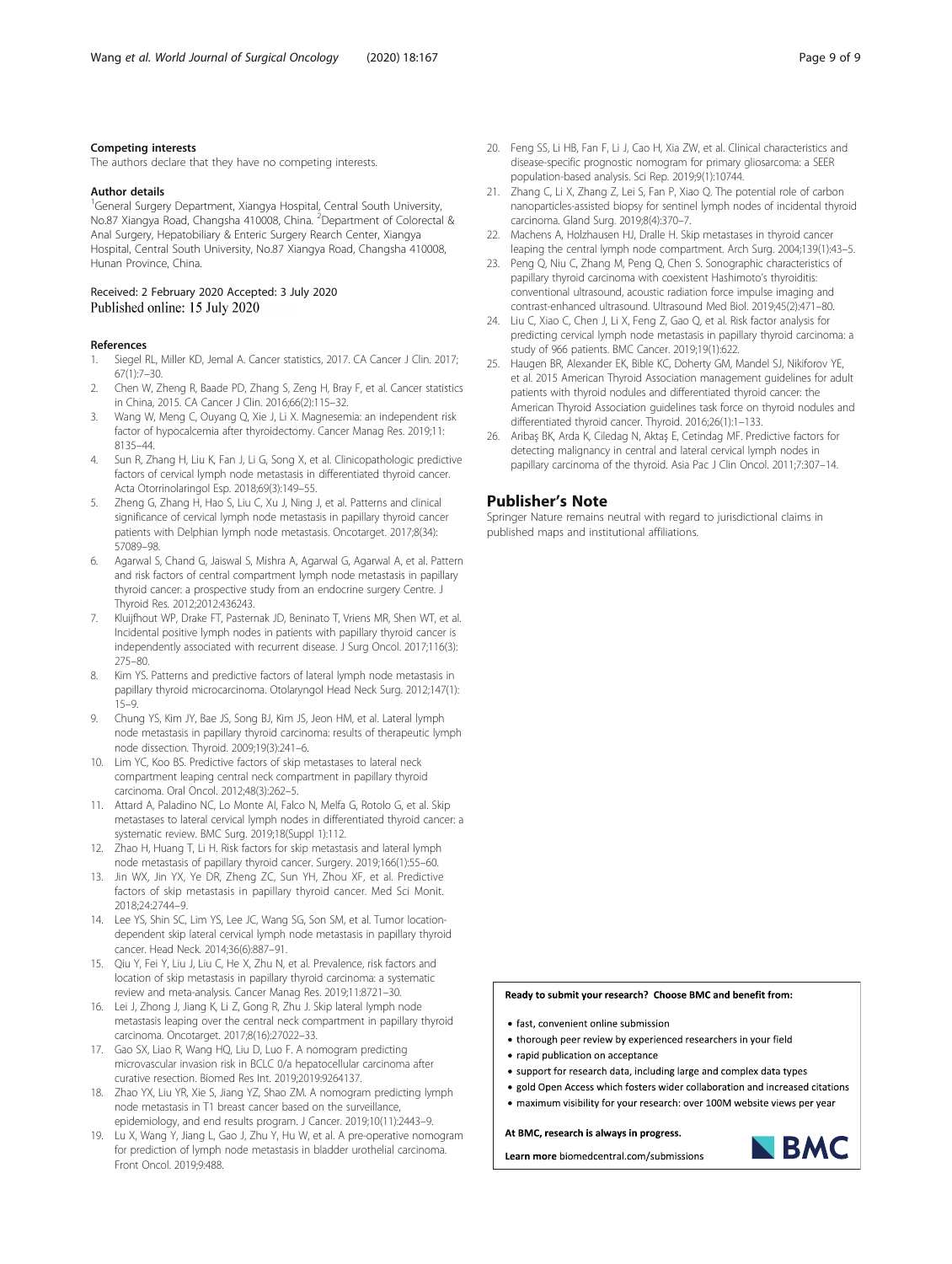#### Competing interests

The authors declare that they have no competing interests.

#### Author details

[1]General Surgery Department, Xiangya Hospital, Central South University, No.87 Xiangya Road, Changsha 410008, China. [2]Department of Colorectal & Anal Surgery, Hepatobiliary & Enteric Surgery Rearch Center, Xiangya Hospital, Central South University, No.87 Xiangya Road, Changsha 410008, Hunan Province, China.

Received: 2 February 2020 Accepted: 3 July 2020
Published online: 15 July 2020

#### References

1. Siegel RL, Miller KD, Jemal A. Cancer statistics, 2017. CA Cancer J Clin. 2017; 67(1):7–30.
2. Chen W, Zheng R, Baade PD, Zhang S, Zeng H, Bray F, et al. Cancer statistics in China, 2015. CA Cancer J Clin. 2016;66(2):115–32.
3. Wang W, Meng C, Ouyang Q, Xie J, Li X. Magnesemia: an independent risk factor of hypocalcemia after thyroidectomy. Cancer Manag Res. 2019;11: 8135–44.
4. Sun R, Zhang H, Liu K, Fan J, Li G, Song X, et al. Clinicopathologic predictive factors of cervical lymph node metastasis in differentiated thyroid cancer. Acta Otorrinolaringol Esp. 2018;69(3):149–55.
5. Zheng G, Zhang H, Hao S, Liu C, Xu J, Ning J, et al. Patterns and clinical significance of cervical lymph node metastasis in papillary thyroid cancer patients with Delphian lymph node metastasis. Oncotarget. 2017;8(34): 57089–98.
6. Agarwal S, Chand G, Jaiswal S, Mishra A, Agarwal G, Agarwal A, et al. Pattern and risk factors of central compartment lymph node metastasis in papillary thyroid cancer: a prospective study from an endocrine surgery Centre. J Thyroid Res. 2012;2012:436243.
7. Kluijfhout WP, Drake FT, Pasternak JD, Beninato T, Vriens MR, Shen WT, et al. Incidental positive lymph nodes in patients with papillary thyroid cancer is independently associated with recurrent disease. J Surg Oncol. 2017;116(3): 275–80.
8. Kim YS. Patterns and predictive factors of lateral lymph node metastasis in papillary thyroid microcarcinoma. Otolaryngol Head Neck Surg. 2012;147(1): 15–9.
9. Chung YS, Kim JY, Bae JS, Song BJ, Kim JS, Jeon HM, et al. Lateral lymph node metastasis in papillary thyroid carcinoma: results of therapeutic lymph node dissection. Thyroid. 2009;19(3):241–6.
10. Lim YC, Koo BS. Predictive factors of skip metastases to lateral neck compartment leaping central neck compartment in papillary thyroid carcinoma. Oral Oncol. 2012;48(3):262–5.
11. Attard A, Paladino NC, Lo Monte AI, Falco N, Melfa G, Rotolo G, et al. Skip metastases to lateral cervical lymph nodes in differentiated thyroid cancer: a systematic review. BMC Surg. 2019;18(Suppl 1):112.
12. Zhao H, Huang T, Li H. Risk factors for skip metastasis and lateral lymph node metastasis of papillary thyroid cancer. Surgery. 2019;166(1):55–60.
13. Jin WX, Jin YX, Ye DR, Zheng ZC, Sun YH, Zhou XF, et al. Predictive factors of skip metastasis in papillary thyroid cancer. Med Sci Monit. 2018;24:2744–9.
14. Lee YS, Shin SC, Lim YS, Lee JC, Wang SG, Son SM, et al. Tumor location-dependent skip lateral cervical lymph node metastasis in papillary thyroid cancer. Head Neck. 2014;36(6):887–91.
15. Qiu Y, Fei Y, Liu J, Liu C, He X, Zhu N, et al. Prevalence, risk factors and location of skip metastasis in papillary thyroid carcinoma: a systematic review and meta-analysis. Cancer Manag Res. 2019;11:8721–30.
16. Lei J, Zhong J, Jiang K, Li Z, Gong R, Zhu J. Skip lateral lymph node metastasis leaping over the central neck compartment in papillary thyroid carcinoma. Oncotarget. 2017;8(16):27022–33.
17. Gao SX, Liao R, Wang HQ, Liu D, Luo F. A nomogram predicting microvascular invasion risk in BCLC 0/a hepatocellular carcinoma after curative resection. Biomed Res Int. 2019;2019:9264137.
18. Zhao YX, Liu YR, Xie S, Jiang YZ, Shao ZM. A nomogram predicting lymph node metastasis in T1 breast cancer based on the surveillance, epidemiology, and end results program. J Cancer. 2019;10(11):2443–9.
19. Lu X, Wang Y, Jiang L, Gao J, Zhu Y, Hu W, et al. A pre-operative nomogram for prediction of lymph node metastasis in bladder urothelial carcinoma. Front Oncol. 2019;9:488.
20. Feng SS, Li HB, Fan F, Li J, Cao H, Xia ZW, et al. Clinical characteristics and disease-specific prognostic nomogram for primary gliosarcoma: a SEER population-based analysis. Sci Rep. 2019;9(1):10744.
21. Zhang C, Li X, Zhang Z, Lei S, Fan P, Xiao Q. The potential role of carbon nanoparticles-assisted biopsy for sentinel lymph nodes of incidental thyroid carcinoma. Gland Surg. 2019;8(4):370–7.
22. Machens A, Holzhausen HJ, Dralle H. Skip metastases in thyroid cancer leaping the central lymph node compartment. Arch Surg. 2004;139(1):43–5.
23. Peng Q, Niu C, Zhang M, Peng Q, Chen S. Sonographic characteristics of papillary thyroid carcinoma with coexistent Hashimoto's thyroiditis: conventional ultrasound, acoustic radiation force impulse imaging and contrast-enhanced ultrasound. Ultrasound Med Biol. 2019;45(2):471–80.
24. Liu C, Xiao C, Chen J, Li X, Feng Z, Gao Q, et al. Risk factor analysis for predicting cervical lymph node metastasis in papillary thyroid carcinoma: a study of 966 patients. BMC Cancer. 2019;19(1):622.
25. Haugen BR, Alexander EK, Bible KC, Doherty GM, Mandel SJ, Nikiforov YE, et al. 2015 American Thyroid Association management guidelines for adult patients with thyroid nodules and differentiated thyroid cancer: the American Thyroid Association guidelines task force on thyroid nodules and differentiated thyroid cancer. Thyroid. 2016;26(1):1–133.
26. Aribaş BK, Arda K, Ciledag N, Aktaş E, Cetindag MF. Predictive factors for detecting malignancy in central and lateral cervical lymph nodes in papillary carcinoma of the thyroid. Asia Pac J Clin Oncol. 2011;7:307–14.

## Publisher's Note

Springer Nature remains neutral with regard to jurisdictional claims in published maps and institutional affiliations.

**Ready to submit your research? Choose BMC and benefit from:**

- fast, convenient online submission
- thorough peer review by experienced researchers in your field
- rapid publication on acceptance
- support for research data, including large and complex data types
- gold Open Access which fosters wider collaboration and increased citations
- maximum visibility for your research: over 100M website views per year

**At BMC, research is always in progress.**

**Learn more** biomedcentral.com/submissions

BMC